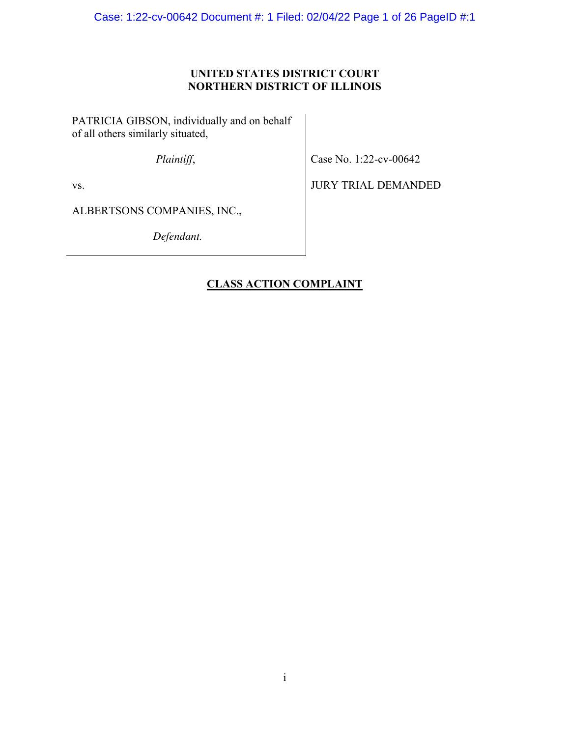**UNITED STATES DISTRICT COURT**
**NORTHERN DISTRICT OF ILLINOIS**

| | |
|---|---|
| PATRICIA GIBSON, individually and on behalf of all others similarly situated, | |
| *Plaintiff*, | Case No. 1:22-cv-00642 |
| vs. | JURY TRIAL DEMANDED |
| ALBERTSONS COMPANIES, INC., | |
| *Defendant.* | |

**CLASS ACTION COMPLAINT**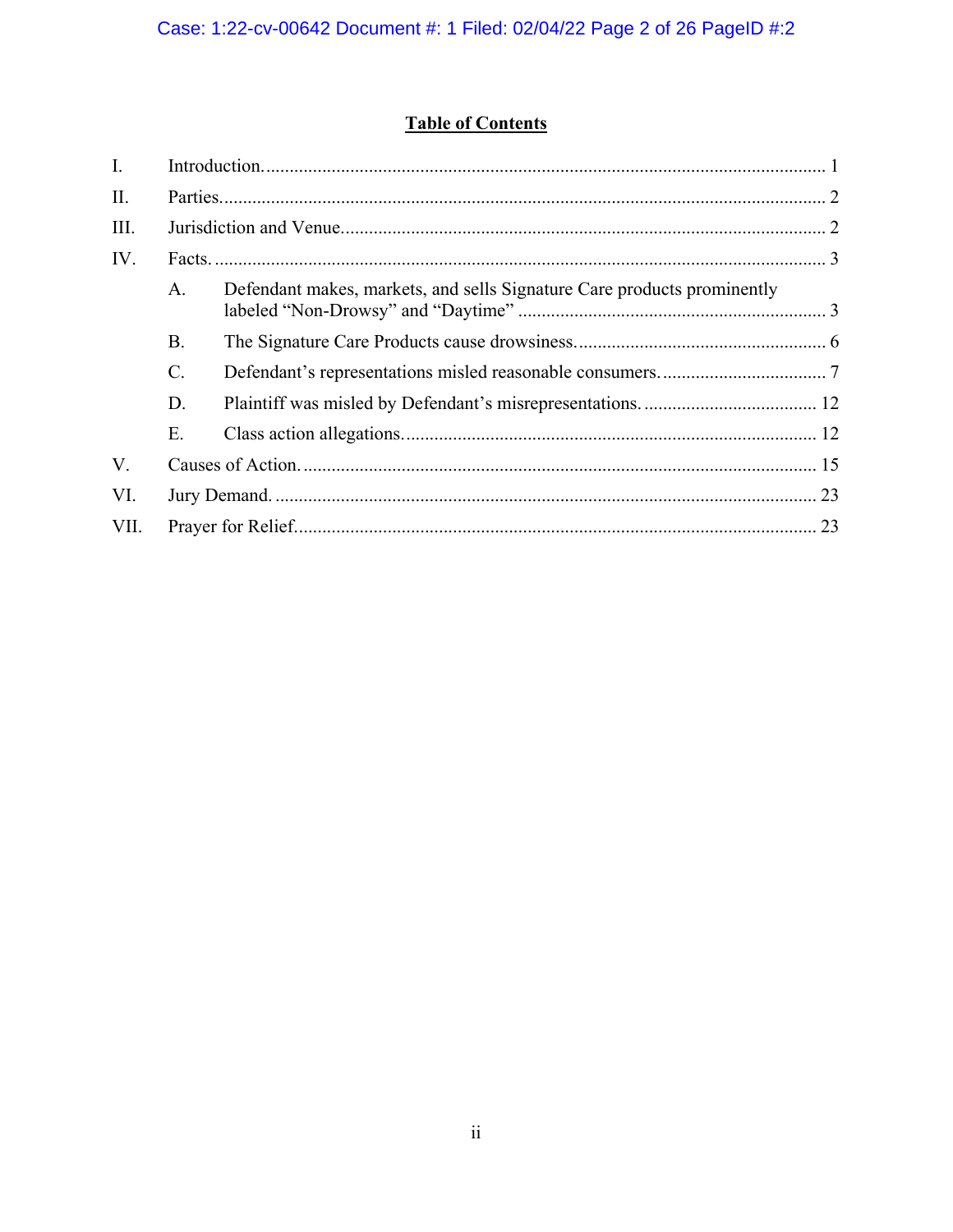## Table of Contents

I. Introduction. 1

II. Parties. 2

III. Jurisdiction and Venue. 2

IV. Facts. 3

- A. Defendant makes, markets, and sells Signature Care products prominently labeled “Non-Drowsy” and “Daytime” 3
- B. The Signature Care Products cause drowsiness. 6
- C. Defendant’s representations misled reasonable consumers. 7
- D. Plaintiff was misled by Defendant’s misrepresentations. 12
- E. Class action allegations. 12

V. Causes of Action. 15

VI. Jury Demand. 23

VII. Prayer for Relief. 23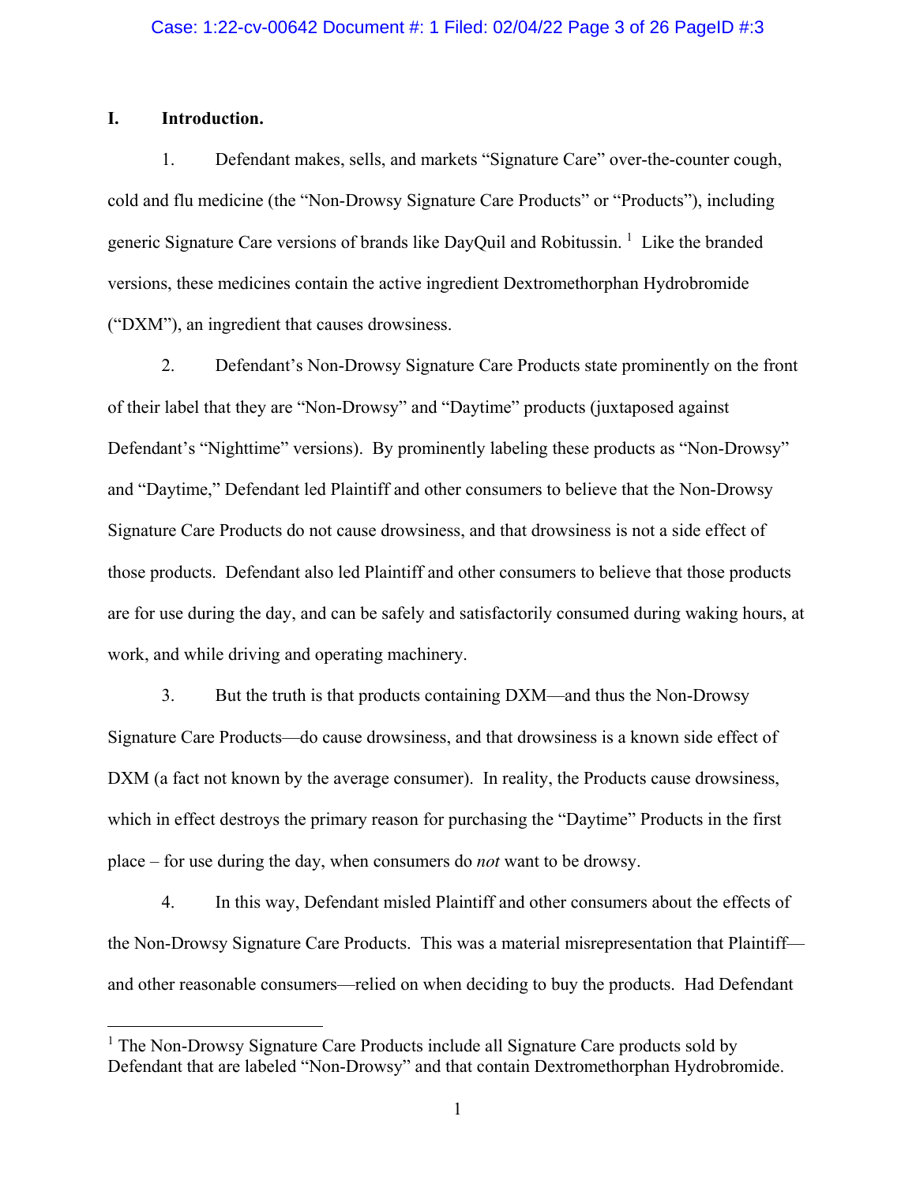## I. Introduction.

1. Defendant makes, sells, and markets "Signature Care" over-the-counter cough, cold and flu medicine (the "Non-Drowsy Signature Care Products" or "Products"), including generic Signature Care versions of brands like DayQuil and Robitussin. [1] Like the branded versions, these medicines contain the active ingredient Dextromethorphan Hydrobromide ("DXM"), an ingredient that causes drowsiness.

2. Defendant's Non-Drowsy Signature Care Products state prominently on the front of their label that they are "Non-Drowsy" and "Daytime" products (juxtaposed against Defendant's "Nighttime" versions). By prominently labeling these products as "Non-Drowsy" and "Daytime," Defendant led Plaintiff and other consumers to believe that the Non-Drowsy Signature Care Products do not cause drowsiness, and that drowsiness is not a side effect of those products. Defendant also led Plaintiff and other consumers to believe that those products are for use during the day, and can be safely and satisfactorily consumed during waking hours, at work, and while driving and operating machinery.

3. But the truth is that products containing DXM—and thus the Non-Drowsy Signature Care Products—do cause drowsiness, and that drowsiness is a known side effect of DXM (a fact not known by the average consumer). In reality, the Products cause drowsiness, which in effect destroys the primary reason for purchasing the "Daytime" Products in the first place – for use during the day, when consumers do *not* want to be drowsy.

4. In this way, Defendant misled Plaintiff and other consumers about the effects of the Non-Drowsy Signature Care Products. This was a material misrepresentation that Plaintiff—and other reasonable consumers—relied on when deciding to buy the products. Had Defendant

---

[1] The Non-Drowsy Signature Care Products include all Signature Care products sold by Defendant that are labeled "Non-Drowsy" and that contain Dextromethorphan Hydrobromide.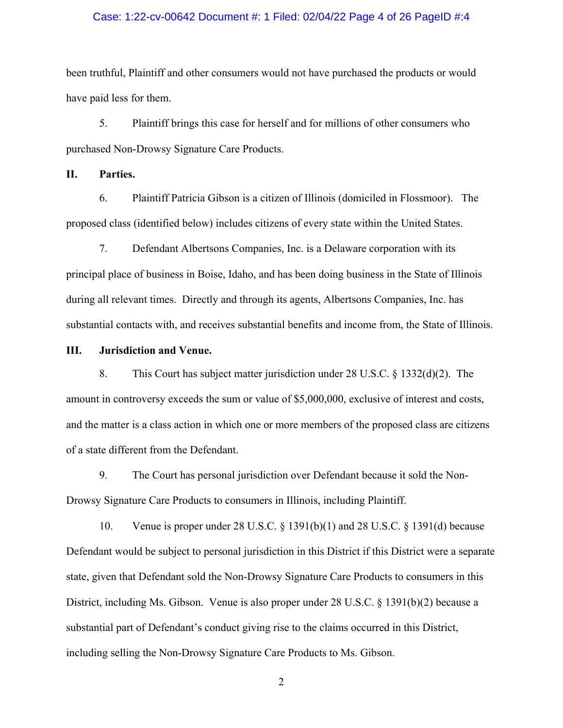been truthful, Plaintiff and other consumers would not have purchased the products or would have paid less for them.

5. Plaintiff brings this case for herself and for millions of other consumers who purchased Non-Drowsy Signature Care Products.

## II. Parties.

6. Plaintiff Patricia Gibson is a citizen of Illinois (domiciled in Flossmoor). The proposed class (identified below) includes citizens of every state within the United States.

7. Defendant Albertsons Companies, Inc. is a Delaware corporation with its principal place of business in Boise, Idaho, and has been doing business in the State of Illinois during all relevant times. Directly and through its agents, Albertsons Companies, Inc. has substantial contacts with, and receives substantial benefits and income from, the State of Illinois.

## III. Jurisdiction and Venue.

8. This Court has subject matter jurisdiction under 28 U.S.C. § 1332(d)(2). The amount in controversy exceeds the sum or value of $5,000,000, exclusive of interest and costs, and the matter is a class action in which one or more members of the proposed class are citizens of a state different from the Defendant.

9. The Court has personal jurisdiction over Defendant because it sold the Non-Drowsy Signature Care Products to consumers in Illinois, including Plaintiff.

10. Venue is proper under 28 U.S.C. § 1391(b)(1) and 28 U.S.C. § 1391(d) because Defendant would be subject to personal jurisdiction in this District if this District were a separate state, given that Defendant sold the Non-Drowsy Signature Care Products to consumers in this District, including Ms. Gibson. Venue is also proper under 28 U.S.C. § 1391(b)(2) because a substantial part of Defendant's conduct giving rise to the claims occurred in this District, including selling the Non-Drowsy Signature Care Products to Ms. Gibson.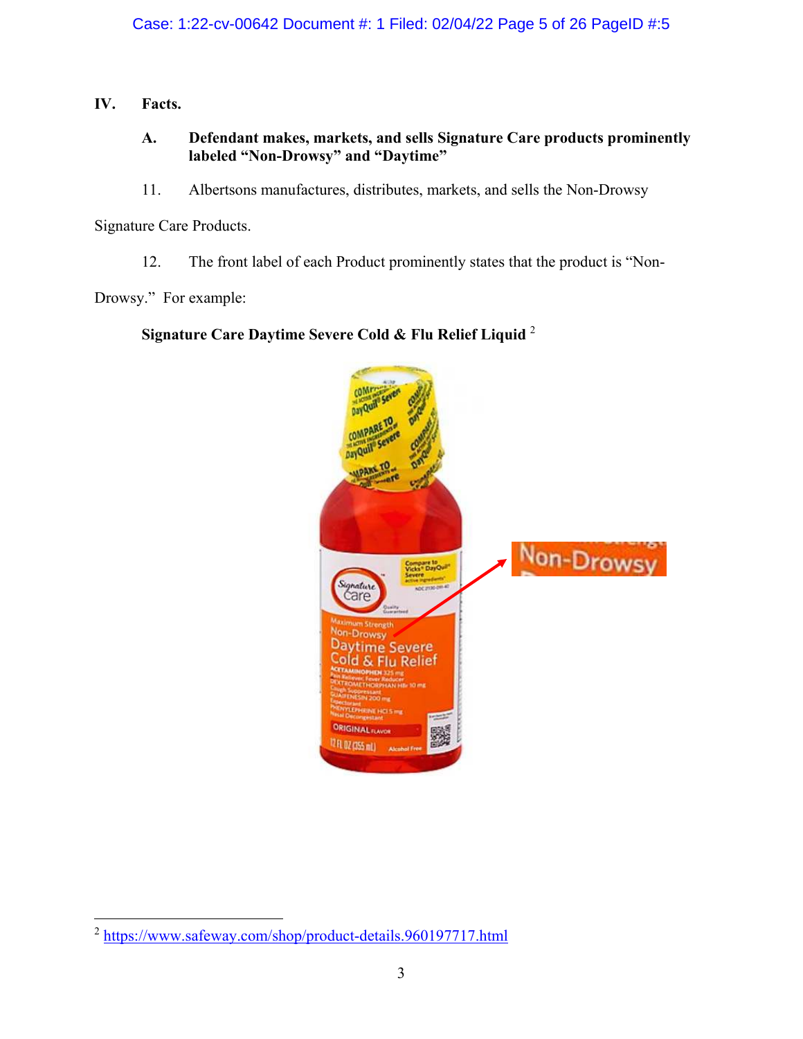## IV. Facts.

### A. Defendant makes, markets, and sells Signature Care products prominently labeled "Non-Drowsy" and "Daytime"

11. Albertsons manufactures, distributes, markets, and sells the Non-Drowsy Signature Care Products.

12. The front label of each Product prominently states that the product is "Non-Drowsy." For example:

**Signature Care Daytime Severe Cold & Flu Relief Liquid** [2]

---

[2] https://www.safeway.com/shop/product-details.960197717.html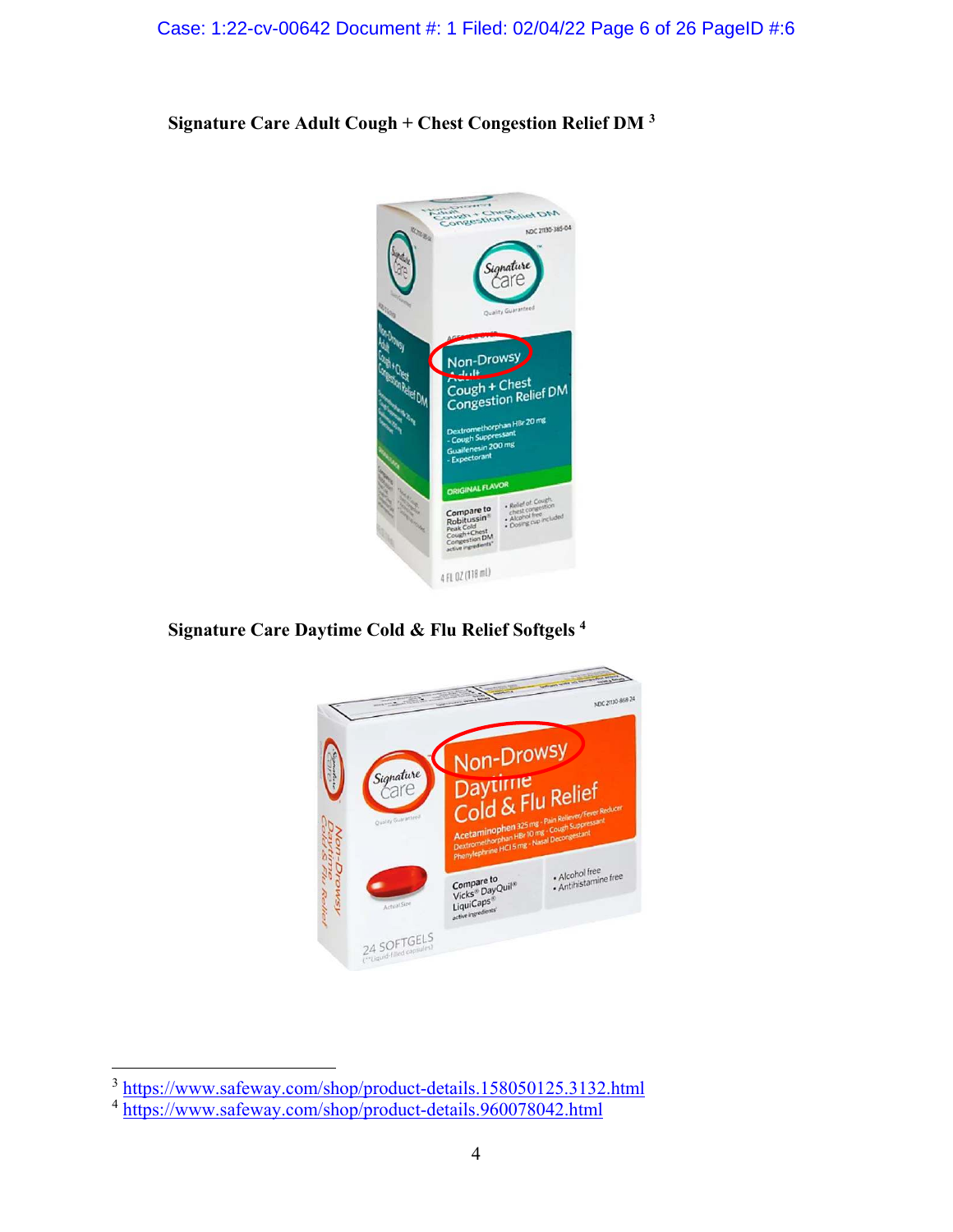**Signature Care Adult Cough + Chest Congestion Relief DM** [3]

**Signature Care Daytime Cold & Flu Relief Softgels** [4]

---

[3] https://www.safeway.com/shop/product-details.158050125.3132.html

[4] https://www.safeway.com/shop/product-details.960078042.html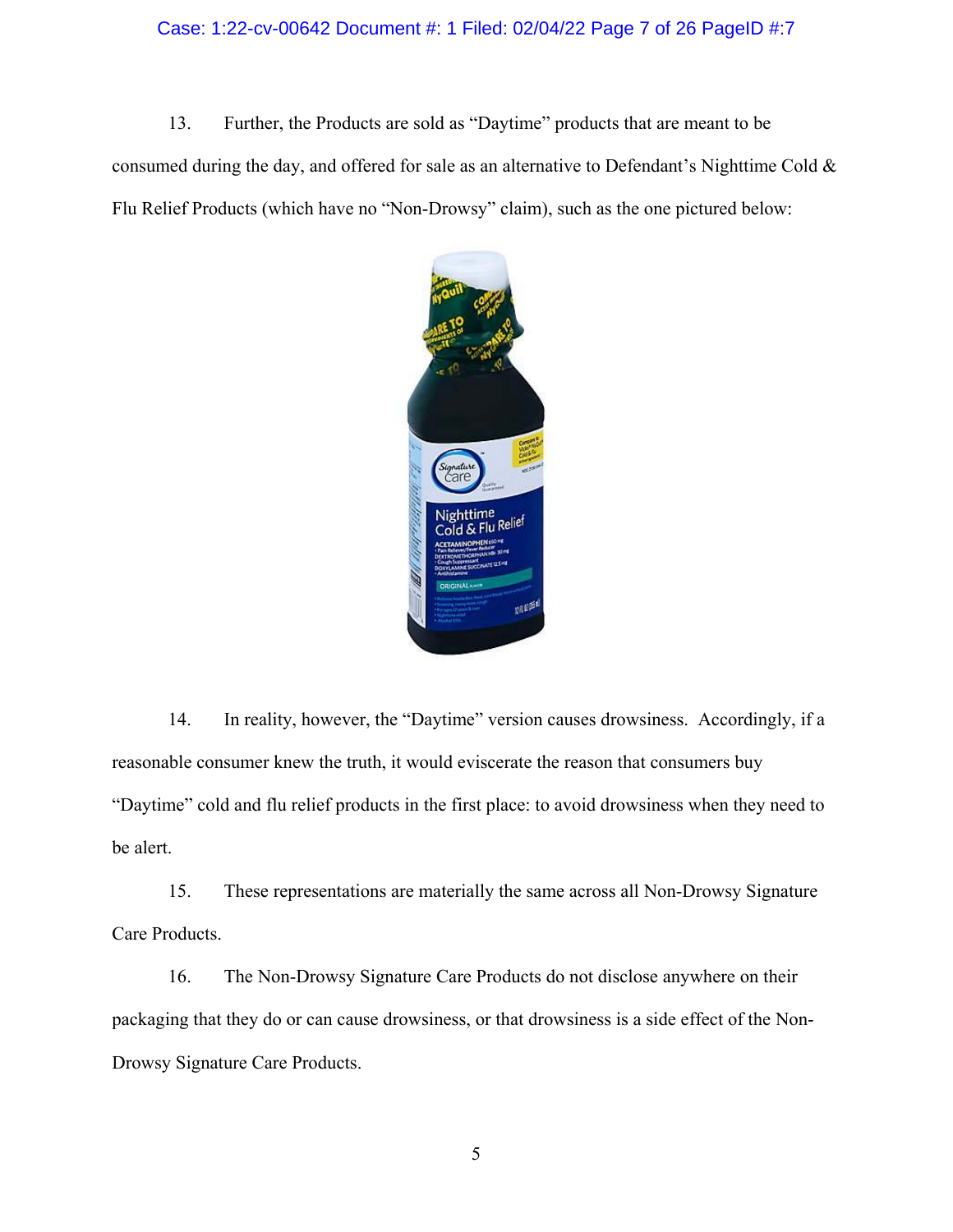13. Further, the Products are sold as "Daytime" products that are meant to be consumed during the day, and offered for sale as an alternative to Defendant's Nighttime Cold & Flu Relief Products (which have no "Non-Drowsy" claim), such as the one pictured below:

14. In reality, however, the "Daytime" version causes drowsiness. Accordingly, if a reasonable consumer knew the truth, it would eviscerate the reason that consumers buy "Daytime" cold and flu relief products in the first place: to avoid drowsiness when they need to be alert.

15. These representations are materially the same across all Non-Drowsy Signature Care Products.

16. The Non-Drowsy Signature Care Products do not disclose anywhere on their packaging that they do or can cause drowsiness, or that drowsiness is a side effect of the Non-Drowsy Signature Care Products.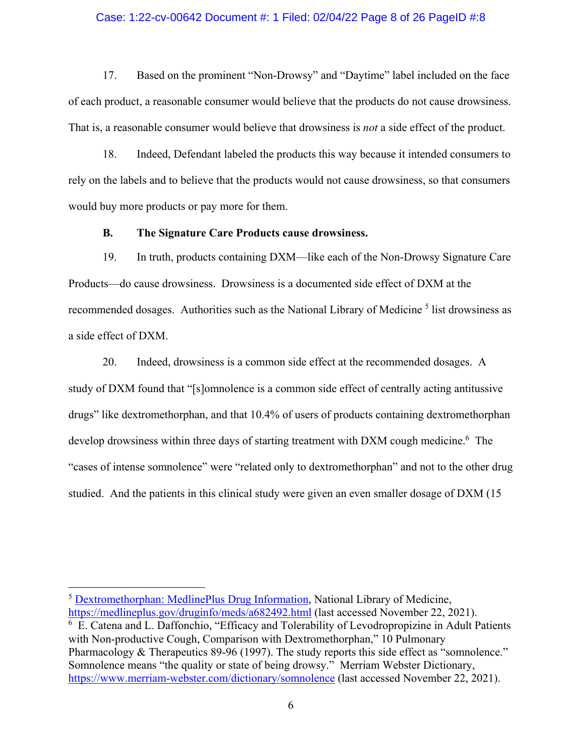17. Based on the prominent "Non-Drowsy" and "Daytime" label included on the face of each product, a reasonable consumer would believe that the products do not cause drowsiness. That is, a reasonable consumer would believe that drowsiness is *not* a side effect of the product.

18. Indeed, Defendant labeled the products this way because it intended consumers to rely on the labels and to believe that the products would not cause drowsiness, so that consumers would buy more products or pay more for them.

**B. The Signature Care Products cause drowsiness.**

19. In truth, products containing DXM—like each of the Non-Drowsy Signature Care Products—do cause drowsiness. Drowsiness is a documented side effect of DXM at the recommended dosages. Authorities such as the National Library of Medicine [5] list drowsiness as a side effect of DXM.

20. Indeed, drowsiness is a common side effect at the recommended dosages. A study of DXM found that "[s]omnolence is a common side effect of centrally acting antitussive drugs" like dextromethorphan, and that 10.4% of users of products containing dextromethorphan develop drowsiness within three days of starting treatment with DXM cough medicine.[6] The "cases of intense somnolence" were "related only to dextromethorphan" and not to the other drug studied. And the patients in this clinical study were given an even smaller dosage of DXM (15

---

[5] Dextromethorphan: MedlinePlus Drug Information, National Library of Medicine, https://medlineplus.gov/druginfo/meds/a682492.html (last accessed November 22, 2021).

[6] E. Catena and L. Daffonchio, "Efficacy and Tolerability of Levodropropizine in Adult Patients with Non-productive Cough, Comparison with Dextromethorphan," 10 Pulmonary Pharmacology & Therapeutics 89-96 (1997). The study reports this side effect as "somnolence." Somnolence means "the quality or state of being drowsy." Merriam Webster Dictionary, https://www.merriam-webster.com/dictionary/somnolence (last accessed November 22, 2021).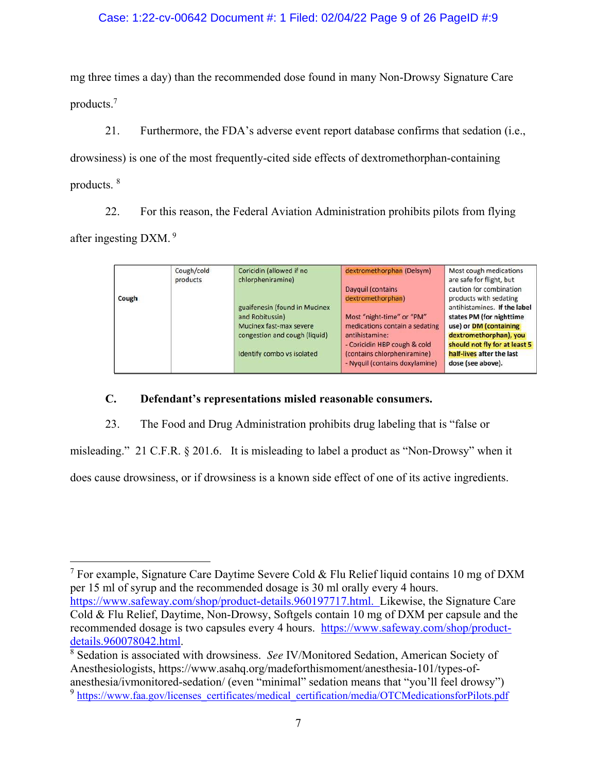mg three times a day) than the recommended dose found in many Non-Drowsy Signature Care products.[7]

21. Furthermore, the FDA's adverse event report database confirms that sedation (i.e., drowsiness) is one of the most frequently-cited side effects of dextromethorphan-containing products. [8]

22. For this reason, the Federal Aviation Administration prohibits pilots from flying after ingesting DXM. [9]

| | | | | |
|---|---|---|---|---|
| **Cough** | Cough/cold products | Coricidin (allowed if no chlorpheniramine)<br><br>guaifenesin (found in Mucinex and Robitussin)<br>Mucinex fast-max severe congestion and cough (liquid)<br><br>Identify combo vs isolated | dextromethorphan (Delsym)<br><br>Dayquil (contains dextromethorphan)<br><br>Most "night-time" or "PM" medications contain a sedating antihistamine:<br>- Coricidin HBP cough & cold (contains chlorpheniramine)<br>- Nyquil (contains doxylamine) | Most cough medications are safe for flight, but caution for combination products with sedating antihistamines. **If the label states PM (for nighttime use) or DM (containing dextromethorphan), you should not fly for at least 5 half-lives after the last dose (see above).** |

### C. Defendant's representations misled reasonable consumers.

23. The Food and Drug Administration prohibits drug labeling that is "false or misleading." 21 C.F.R. § 201.6. It is misleading to label a product as "Non-Drowsy" when it does cause drowsiness, or if drowsiness is a known side effect of one of its active ingredients.

---

[7] For example, Signature Care Daytime Severe Cold & Flu Relief liquid contains 10 mg of DXM per 15 ml of syrup and the recommended dosage is 30 ml orally every 4 hours. https://www.safeway.com/shop/product-details.960197717.html. Likewise, the Signature Care Cold & Flu Relief, Daytime, Non-Drowsy, Softgels contain 10 mg of DXM per capsule and the recommended dosage is two capsules every 4 hours. https://www.safeway.com/shop/product-details.960078042.html.

[8] Sedation is associated with drowsiness. *See* IV/Monitored Sedation, American Society of Anesthesiologists, https://www.asahq.org/madeforthismoment/anesthesia-101/types-of-anesthesia/ivmonitored-sedation/ (even "minimal" sedation means that "you'll feel drowsy")

[9] https://www.faa.gov/licenses_certificates/medical_certification/media/OTCMedicationsforPilots.pdf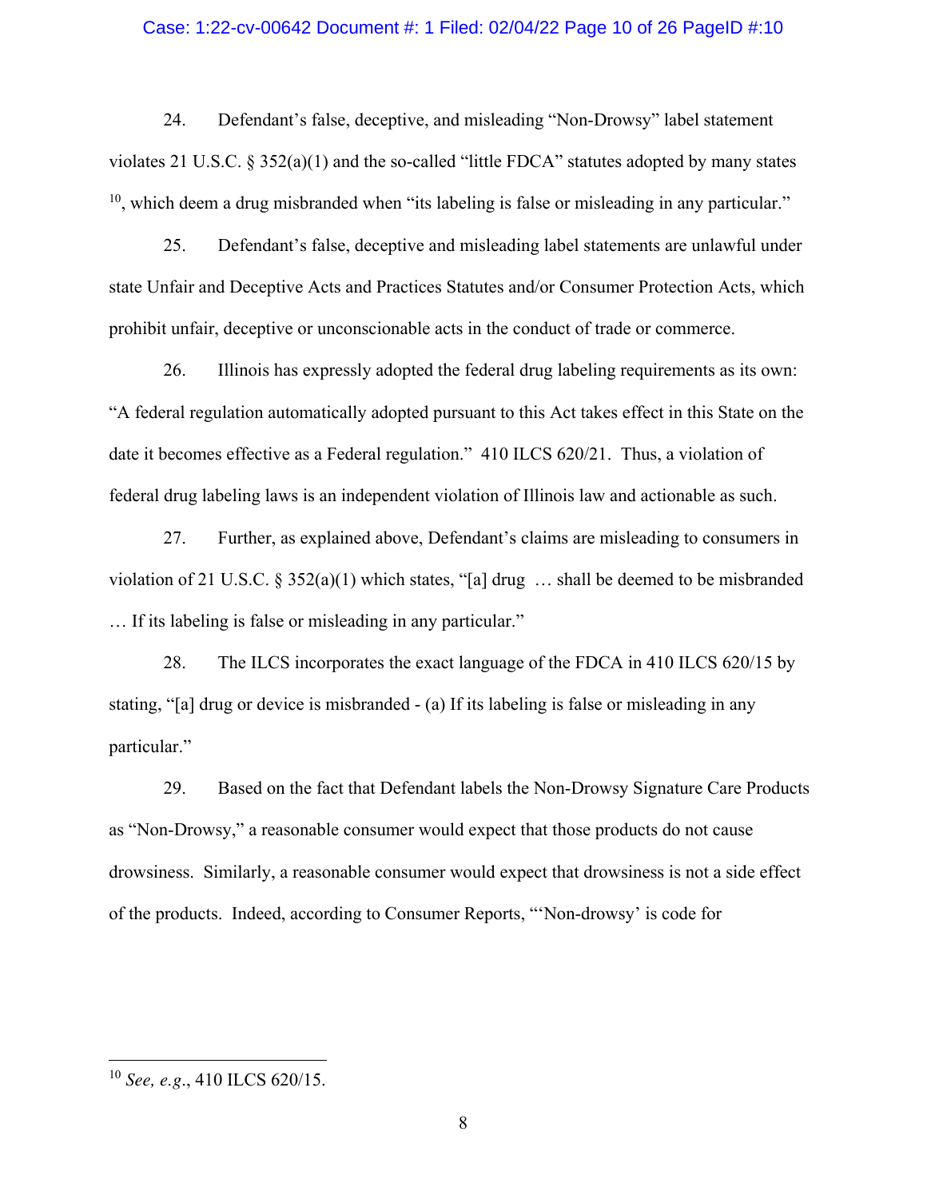24. Defendant's false, deceptive, and misleading "Non-Drowsy" label statement violates 21 U.S.C. § 352(a)(1) and the so-called "little FDCA" statutes adopted by many states [10], which deem a drug misbranded when "its labeling is false or misleading in any particular."

25. Defendant's false, deceptive and misleading label statements are unlawful under state Unfair and Deceptive Acts and Practices Statutes and/or Consumer Protection Acts, which prohibit unfair, deceptive or unconscionable acts in the conduct of trade or commerce.

26. Illinois has expressly adopted the federal drug labeling requirements as its own: "A federal regulation automatically adopted pursuant to this Act takes effect in this State on the date it becomes effective as a Federal regulation." 410 ILCS 620/21. Thus, a violation of federal drug labeling laws is an independent violation of Illinois law and actionable as such.

27. Further, as explained above, Defendant's claims are misleading to consumers in violation of 21 U.S.C. § 352(a)(1) which states, "[a] drug … shall be deemed to be misbranded … If its labeling is false or misleading in any particular."

28. The ILCS incorporates the exact language of the FDCA in 410 ILCS 620/15 by stating, "[a] drug or device is misbranded - (a) If its labeling is false or misleading in any particular."

29. Based on the fact that Defendant labels the Non-Drowsy Signature Care Products as "Non-Drowsy," a reasonable consumer would expect that those products do not cause drowsiness. Similarly, a reasonable consumer would expect that drowsiness is not a side effect of the products. Indeed, according to Consumer Reports, "'Non-drowsy' is code for

---

[10] *See, e.g.*, 410 ILCS 620/15.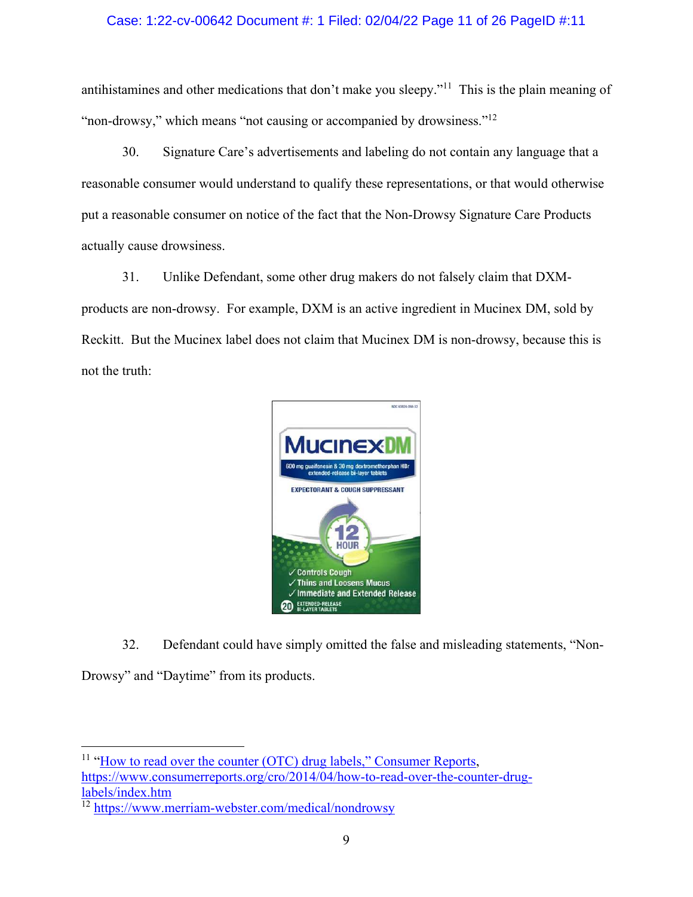antihistamines and other medications that don't make you sleepy."[11] This is the plain meaning of "non-drowsy," which means "not causing or accompanied by drowsiness."[12]

30. Signature Care's advertisements and labeling do not contain any language that a reasonable consumer would understand to qualify these representations, or that would otherwise put a reasonable consumer on notice of the fact that the Non-Drowsy Signature Care Products actually cause drowsiness.

31. Unlike Defendant, some other drug makers do not falsely claim that DXM-products are non-drowsy. For example, DXM is an active ingredient in Mucinex DM, sold by Reckitt. But the Mucinex label does not claim that Mucinex DM is non-drowsy, because this is not the truth:

32. Defendant could have simply omitted the false and misleading statements, "Non-Drowsy" and "Daytime" from its products.

---

[11] "How to read over the counter (OTC) drug labels," Consumer Reports, https://www.consumerreports.org/cro/2014/04/how-to-read-over-the-counter-drug-labels/index.htm

[12] https://www.merriam-webster.com/medical/nondrowsy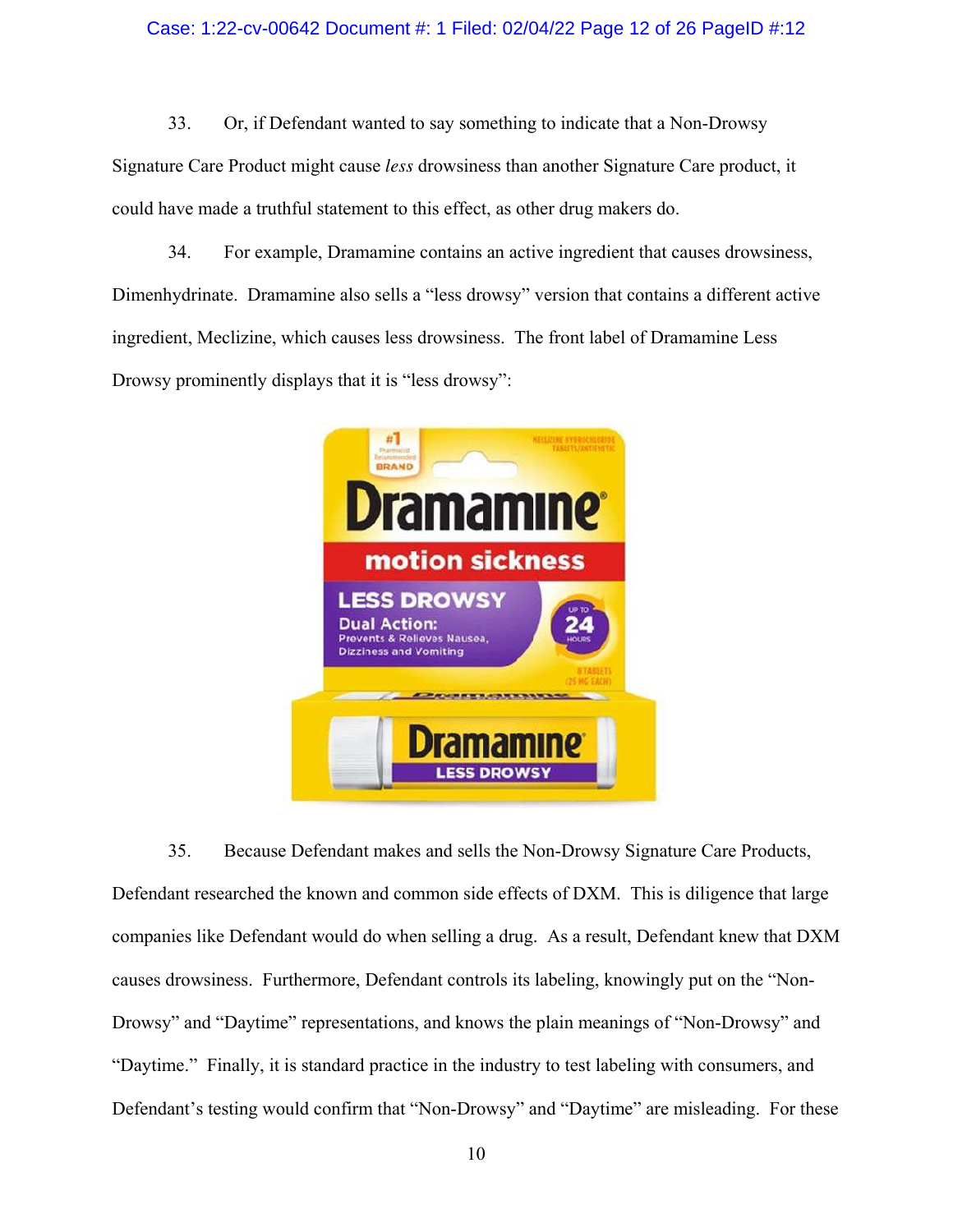33. Or, if Defendant wanted to say something to indicate that a Non-Drowsy Signature Care Product might cause *less* drowsiness than another Signature Care product, it could have made a truthful statement to this effect, as other drug makers do.

34. For example, Dramamine contains an active ingredient that causes drowsiness, Dimenhydrinate. Dramamine also sells a "less drowsy" version that contains a different active ingredient, Meclizine, which causes less drowsiness. The front label of Dramamine Less Drowsy prominently displays that it is "less drowsy":

35. Because Defendant makes and sells the Non-Drowsy Signature Care Products, Defendant researched the known and common side effects of DXM. This is diligence that large companies like Defendant would do when selling a drug. As a result, Defendant knew that DXM causes drowsiness. Furthermore, Defendant controls its labeling, knowingly put on the "Non-Drowsy" and "Daytime" representations, and knows the plain meanings of "Non-Drowsy" and "Daytime." Finally, it is standard practice in the industry to test labeling with consumers, and Defendant's testing would confirm that "Non-Drowsy" and "Daytime" are misleading. For these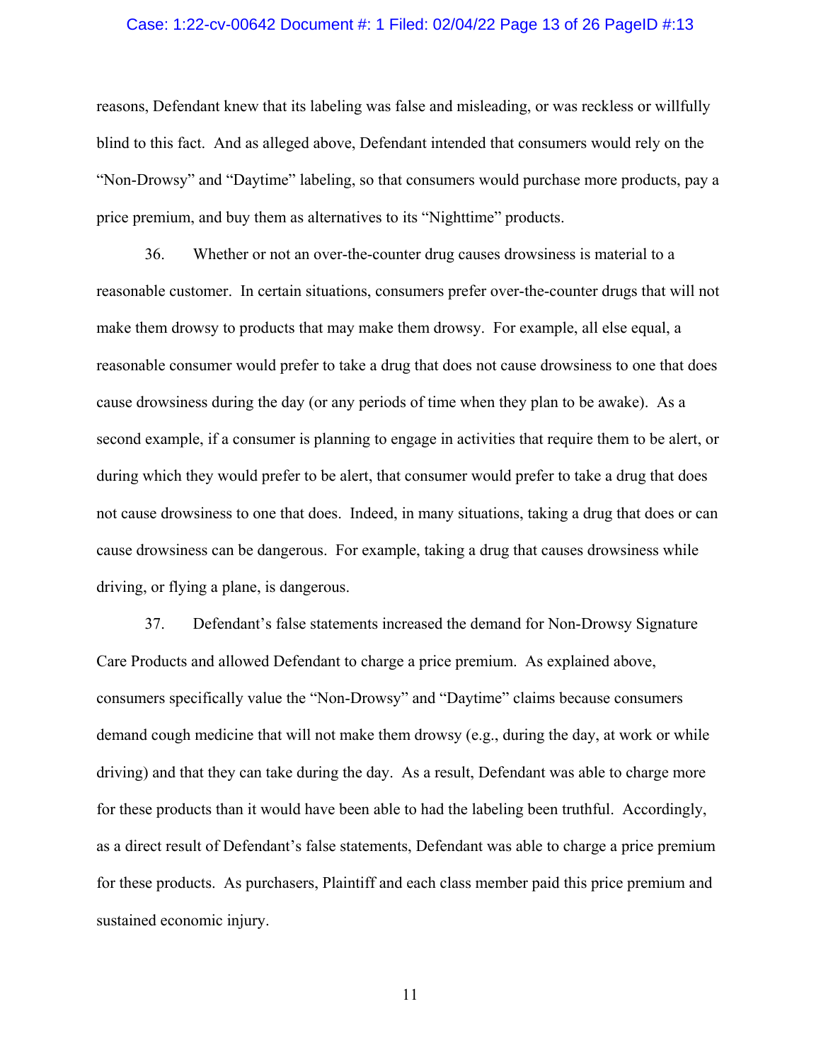reasons, Defendant knew that its labeling was false and misleading, or was reckless or willfully blind to this fact. And as alleged above, Defendant intended that consumers would rely on the "Non-Drowsy" and "Daytime" labeling, so that consumers would purchase more products, pay a price premium, and buy them as alternatives to its "Nighttime" products.

36. Whether or not an over-the-counter drug causes drowsiness is material to a reasonable customer. In certain situations, consumers prefer over-the-counter drugs that will not make them drowsy to products that may make them drowsy. For example, all else equal, a reasonable consumer would prefer to take a drug that does not cause drowsiness to one that does cause drowsiness during the day (or any periods of time when they plan to be awake). As a second example, if a consumer is planning to engage in activities that require them to be alert, or during which they would prefer to be alert, that consumer would prefer to take a drug that does not cause drowsiness to one that does. Indeed, in many situations, taking a drug that does or can cause drowsiness can be dangerous. For example, taking a drug that causes drowsiness while driving, or flying a plane, is dangerous.

37. Defendant's false statements increased the demand for Non-Drowsy Signature Care Products and allowed Defendant to charge a price premium. As explained above, consumers specifically value the "Non-Drowsy" and "Daytime" claims because consumers demand cough medicine that will not make them drowsy (e.g., during the day, at work or while driving) and that they can take during the day. As a result, Defendant was able to charge more for these products than it would have been able to had the labeling been truthful. Accordingly, as a direct result of Defendant's false statements, Defendant was able to charge a price premium for these products. As purchasers, Plaintiff and each class member paid this price premium and sustained economic injury.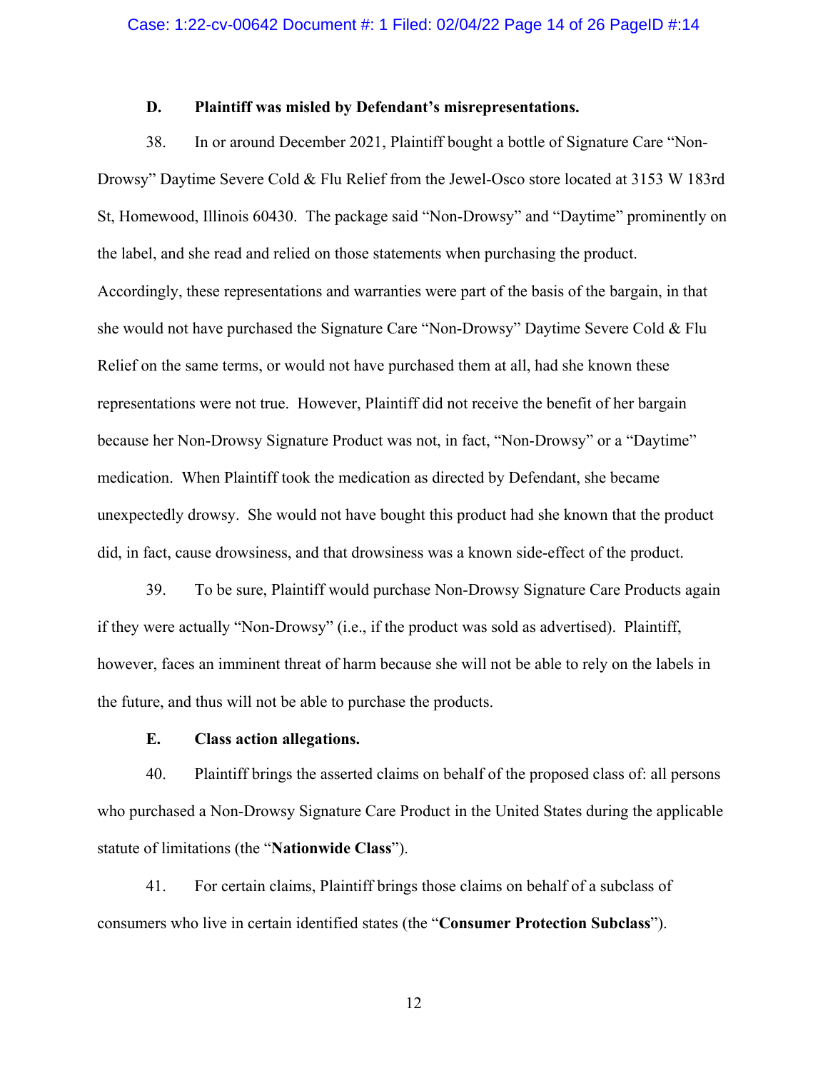### D. Plaintiff was misled by Defendant's misrepresentations.

38. In or around December 2021, Plaintiff bought a bottle of Signature Care "Non-Drowsy" Daytime Severe Cold & Flu Relief from the Jewel-Osco store located at 3153 W 183rd St, Homewood, Illinois 60430. The package said "Non-Drowsy" and "Daytime" prominently on the label, and she read and relied on those statements when purchasing the product. Accordingly, these representations and warranties were part of the basis of the bargain, in that she would not have purchased the Signature Care "Non-Drowsy" Daytime Severe Cold & Flu Relief on the same terms, or would not have purchased them at all, had she known these representations were not true. However, Plaintiff did not receive the benefit of her bargain because her Non-Drowsy Signature Product was not, in fact, "Non-Drowsy" or a "Daytime" medication. When Plaintiff took the medication as directed by Defendant, she became unexpectedly drowsy. She would not have bought this product had she known that the product did, in fact, cause drowsiness, and that drowsiness was a known side-effect of the product.

39. To be sure, Plaintiff would purchase Non-Drowsy Signature Care Products again if they were actually "Non-Drowsy" (i.e., if the product was sold as advertised). Plaintiff, however, faces an imminent threat of harm because she will not be able to rely on the labels in the future, and thus will not be able to purchase the products.

### E. Class action allegations.

40. Plaintiff brings the asserted claims on behalf of the proposed class of: all persons who purchased a Non-Drowsy Signature Care Product in the United States during the applicable statute of limitations (the "**Nationwide Class**").

41. For certain claims, Plaintiff brings those claims on behalf of a subclass of consumers who live in certain identified states (the "**Consumer Protection Subclass**").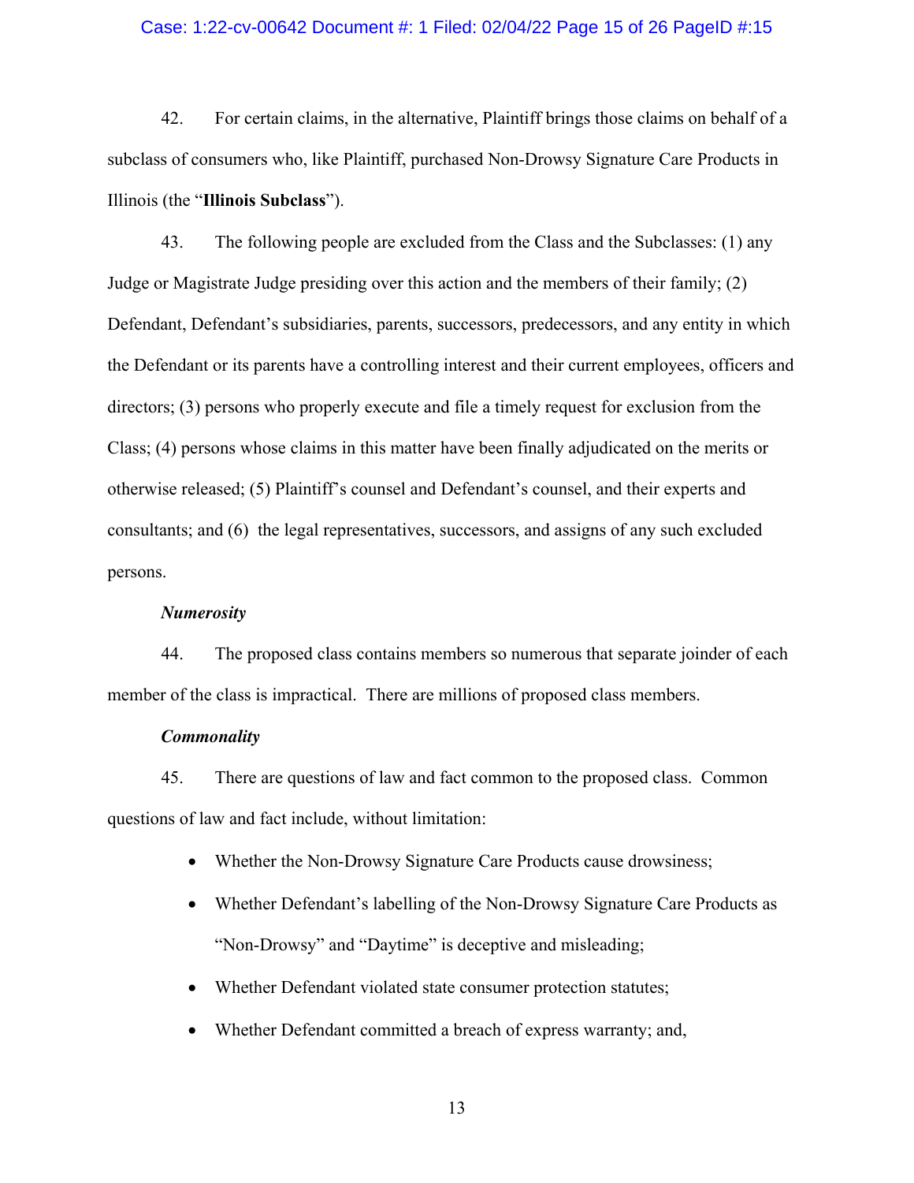42. For certain claims, in the alternative, Plaintiff brings those claims on behalf of a subclass of consumers who, like Plaintiff, purchased Non-Drowsy Signature Care Products in Illinois (the "**Illinois Subclass**").

43. The following people are excluded from the Class and the Subclasses: (1) any Judge or Magistrate Judge presiding over this action and the members of their family; (2) Defendant, Defendant's subsidiaries, parents, successors, predecessors, and any entity in which the Defendant or its parents have a controlling interest and their current employees, officers and directors; (3) persons who properly execute and file a timely request for exclusion from the Class; (4) persons whose claims in this matter have been finally adjudicated on the merits or otherwise released; (5) Plaintiff's counsel and Defendant's counsel, and their experts and consultants; and (6) the legal representatives, successors, and assigns of any such excluded persons.

***Numerosity***

44. The proposed class contains members so numerous that separate joinder of each member of the class is impractical. There are millions of proposed class members.

***Commonality***

45. There are questions of law and fact common to the proposed class. Common questions of law and fact include, without limitation:

- Whether the Non-Drowsy Signature Care Products cause drowsiness;
- Whether Defendant's labelling of the Non-Drowsy Signature Care Products as "Non-Drowsy" and "Daytime" is deceptive and misleading;
- Whether Defendant violated state consumer protection statutes;
- Whether Defendant committed a breach of express warranty; and,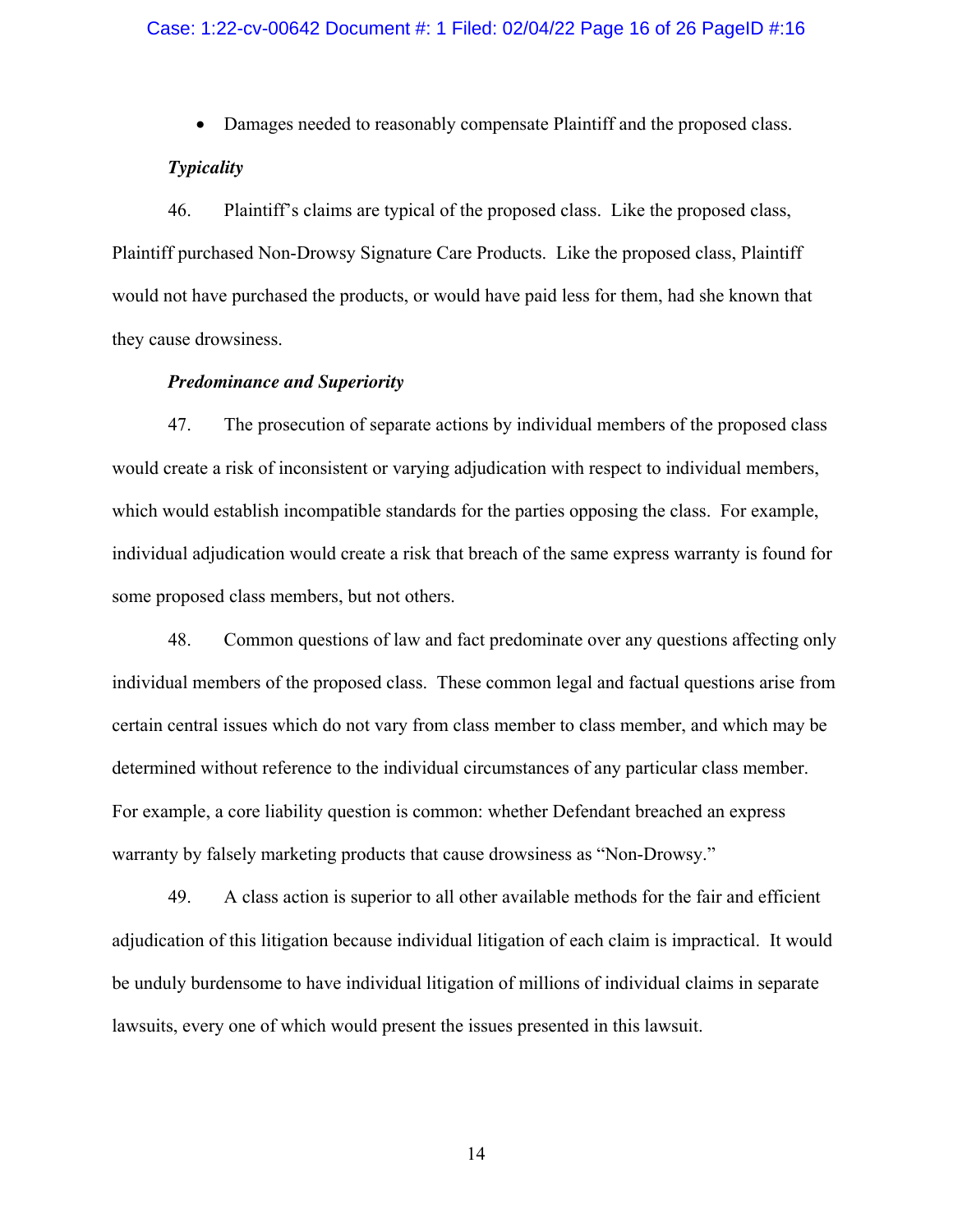- Damages needed to reasonably compensate Plaintiff and the proposed class.

***Typicality***

46. Plaintiff's claims are typical of the proposed class. Like the proposed class, Plaintiff purchased Non-Drowsy Signature Care Products. Like the proposed class, Plaintiff would not have purchased the products, or would have paid less for them, had she known that they cause drowsiness.

***Predominance and Superiority***

47. The prosecution of separate actions by individual members of the proposed class would create a risk of inconsistent or varying adjudication with respect to individual members, which would establish incompatible standards for the parties opposing the class. For example, individual adjudication would create a risk that breach of the same express warranty is found for some proposed class members, but not others.

48. Common questions of law and fact predominate over any questions affecting only individual members of the proposed class. These common legal and factual questions arise from certain central issues which do not vary from class member to class member, and which may be determined without reference to the individual circumstances of any particular class member. For example, a core liability question is common: whether Defendant breached an express warranty by falsely marketing products that cause drowsiness as "Non-Drowsy."

49. A class action is superior to all other available methods for the fair and efficient adjudication of this litigation because individual litigation of each claim is impractical. It would be unduly burdensome to have individual litigation of millions of individual claims in separate lawsuits, every one of which would present the issues presented in this lawsuit.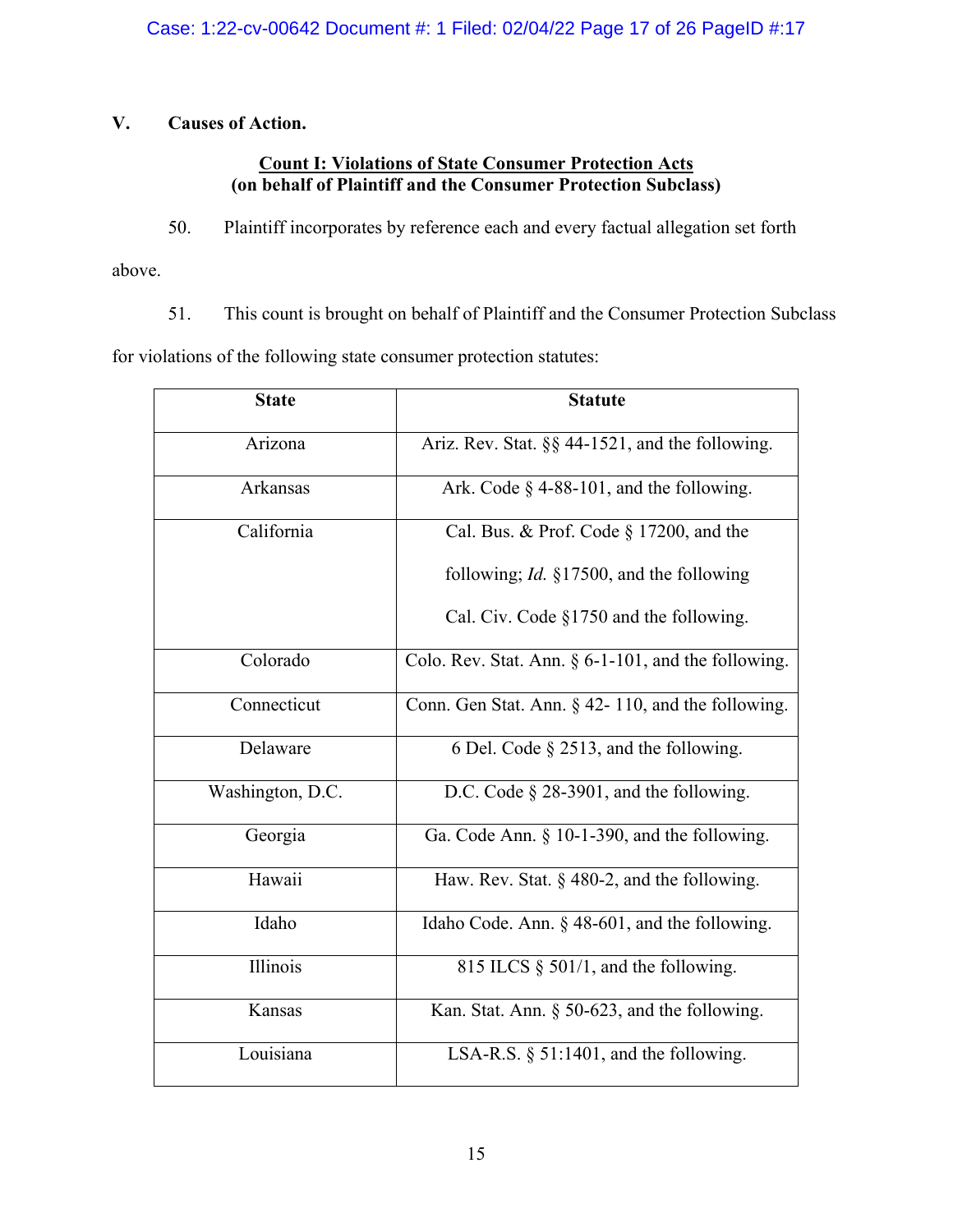## V. Causes of Action.

**Count I: Violations of State Consumer Protection Acts**
**(on behalf of Plaintiff and the Consumer Protection Subclass)**

50. Plaintiff incorporates by reference each and every factual allegation set forth above.

51. This count is brought on behalf of Plaintiff and the Consumer Protection Subclass for violations of the following state consumer protection statutes:

| State | Statute |
|---|---|
| Arizona | Ariz. Rev. Stat. §§ 44-1521, and the following. |
| Arkansas | Ark. Code § 4-88-101, and the following. |
| California | Cal. Bus. & Prof. Code § 17200, and the following; *Id.* §17500, and the following Cal. Civ. Code §1750 and the following. |
| Colorado | Colo. Rev. Stat. Ann. § 6-1-101, and the following. |
| Connecticut | Conn. Gen Stat. Ann. § 42- 110, and the following. |
| Delaware | 6 Del. Code § 2513, and the following. |
| Washington, D.C. | D.C. Code § 28-3901, and the following. |
| Georgia | Ga. Code Ann. § 10-1-390, and the following. |
| Hawaii | Haw. Rev. Stat. § 480-2, and the following. |
| Idaho | Idaho Code. Ann. § 48-601, and the following. |
| Illinois | 815 ILCS § 501/1, and the following. |
| Kansas | Kan. Stat. Ann. § 50-623, and the following. |
| Louisiana | LSA-R.S. § 51:1401, and the following. |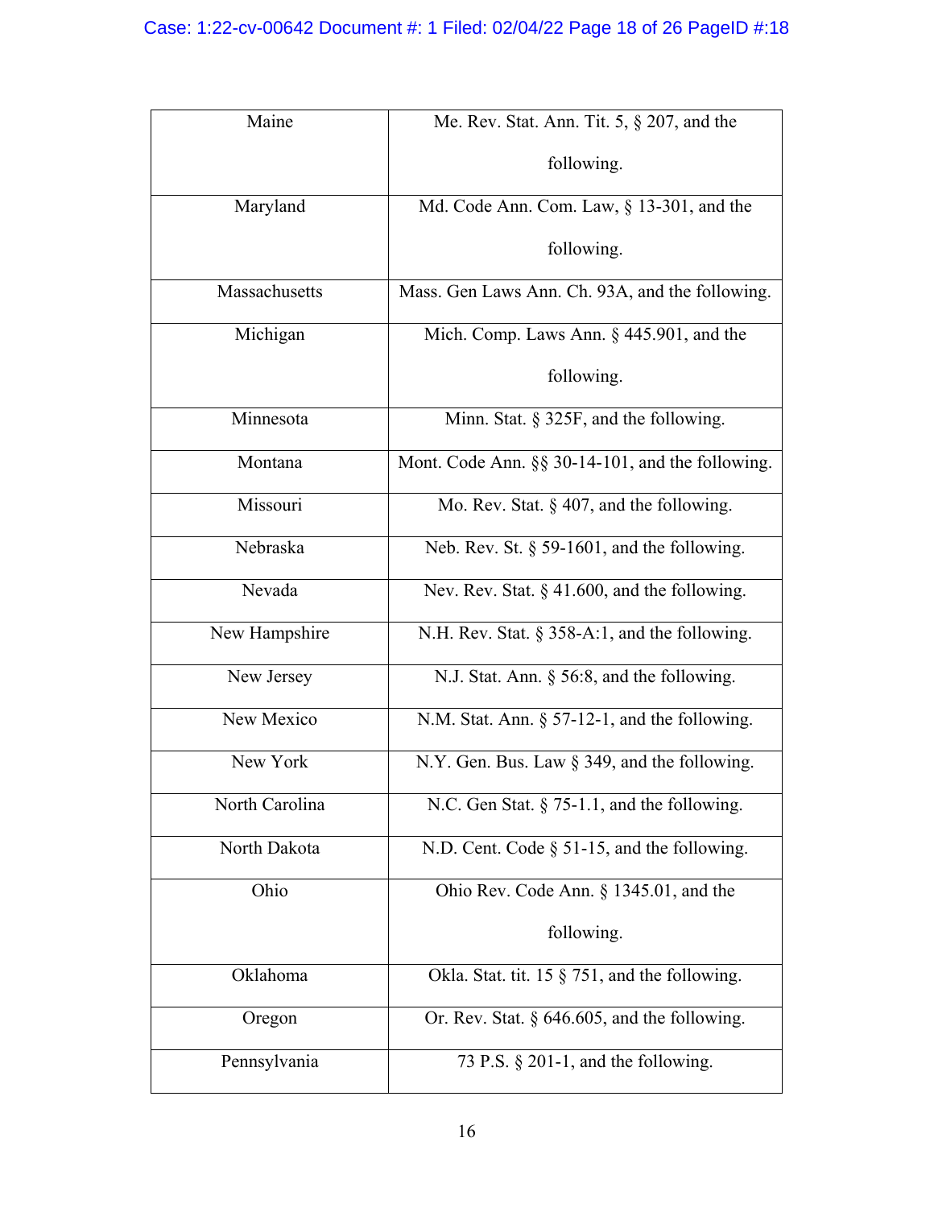| Maine | Me. Rev. Stat. Ann. Tit. 5, § 207, and the following. |
|---|---|
| Maryland | Md. Code Ann. Com. Law, § 13-301, and the following. |
| Massachusetts | Mass. Gen Laws Ann. Ch. 93A, and the following. |
| Michigan | Mich. Comp. Laws Ann. § 445.901, and the following. |
| Minnesota | Minn. Stat. § 325F, and the following. |
| Montana | Mont. Code Ann. §§ 30-14-101, and the following. |
| Missouri | Mo. Rev. Stat. § 407, and the following. |
| Nebraska | Neb. Rev. St. § 59-1601, and the following. |
| Nevada | Nev. Rev. Stat. § 41.600, and the following. |
| New Hampshire | N.H. Rev. Stat. § 358-A:1, and the following. |
| New Jersey | N.J. Stat. Ann. § 56:8, and the following. |
| New Mexico | N.M. Stat. Ann. § 57-12-1, and the following. |
| New York | N.Y. Gen. Bus. Law § 349, and the following. |
| North Carolina | N.C. Gen Stat. § 75-1.1, and the following. |
| North Dakota | N.D. Cent. Code § 51-15, and the following. |
| Ohio | Ohio Rev. Code Ann. § 1345.01, and the following. |
| Oklahoma | Okla. Stat. tit. 15 § 751, and the following. |
| Oregon | Or. Rev. Stat. § 646.605, and the following. |
| Pennsylvania | 73 P.S. § 201-1, and the following. |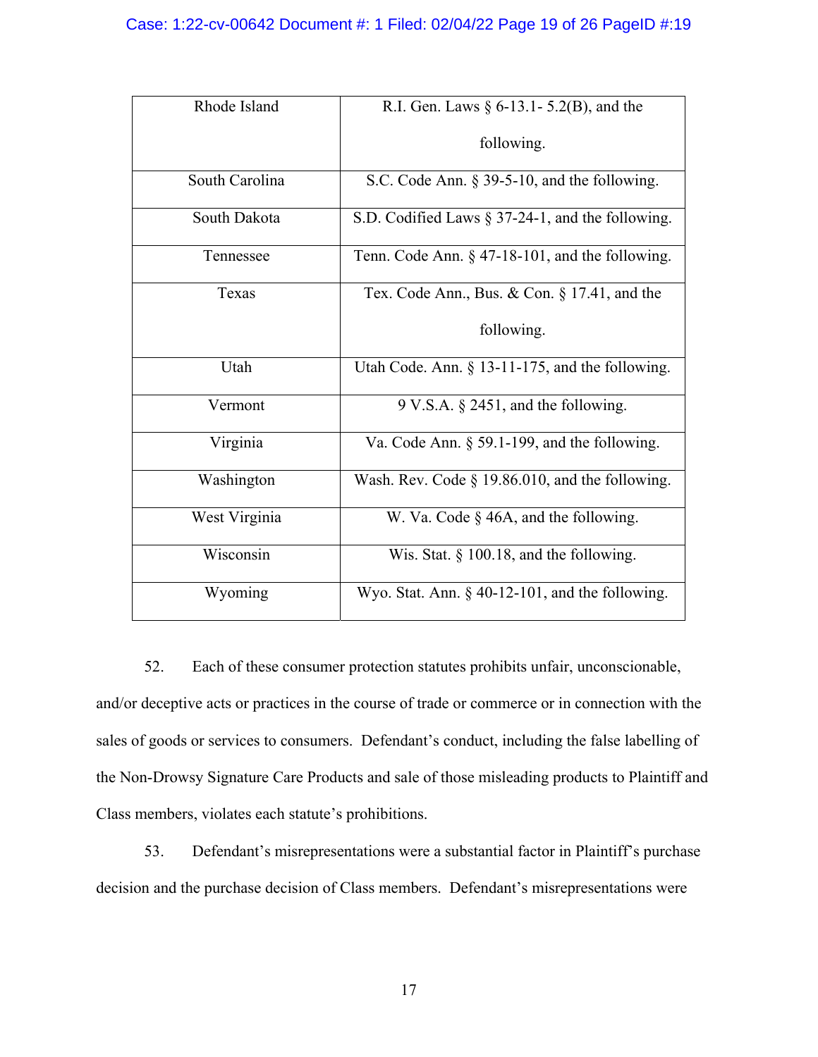| Rhode Island | R.I. Gen. Laws § 6-13.1- 5.2(B), and the following. |
|---|---|
| South Carolina | S.C. Code Ann. § 39-5-10, and the following. |
| South Dakota | S.D. Codified Laws § 37-24-1, and the following. |
| Tennessee | Tenn. Code Ann. § 47-18-101, and the following. |
| Texas | Tex. Code Ann., Bus. & Con. § 17.41, and the following. |
| Utah | Utah Code. Ann. § 13-11-175, and the following. |
| Vermont | 9 V.S.A. § 2451, and the following. |
| Virginia | Va. Code Ann. § 59.1-199, and the following. |
| Washington | Wash. Rev. Code § 19.86.010, and the following. |
| West Virginia | W. Va. Code § 46A, and the following. |
| Wisconsin | Wis. Stat. § 100.18, and the following. |
| Wyoming | Wyo. Stat. Ann. § 40-12-101, and the following. |

52. Each of these consumer protection statutes prohibits unfair, unconscionable, and/or deceptive acts or practices in the course of trade or commerce or in connection with the sales of goods or services to consumers. Defendant's conduct, including the false labelling of the Non-Drowsy Signature Care Products and sale of those misleading products to Plaintiff and Class members, violates each statute's prohibitions.

53. Defendant's misrepresentations were a substantial factor in Plaintiff's purchase decision and the purchase decision of Class members. Defendant's misrepresentations were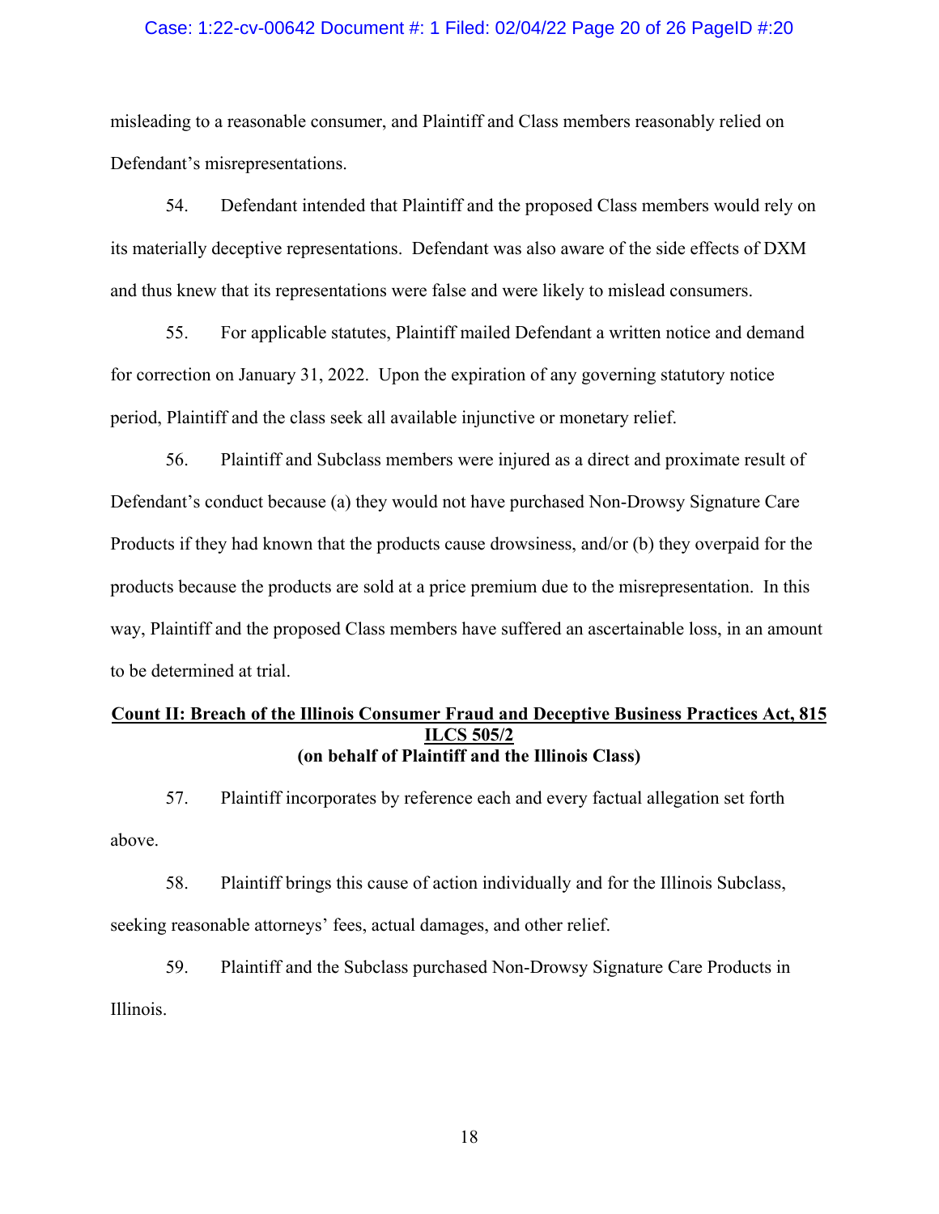misleading to a reasonable consumer, and Plaintiff and Class members reasonably relied on Defendant's misrepresentations.

54. Defendant intended that Plaintiff and the proposed Class members would rely on its materially deceptive representations. Defendant was also aware of the side effects of DXM and thus knew that its representations were false and were likely to mislead consumers.

55. For applicable statutes, Plaintiff mailed Defendant a written notice and demand for correction on January 31, 2022. Upon the expiration of any governing statutory notice period, Plaintiff and the class seek all available injunctive or monetary relief.

56. Plaintiff and Subclass members were injured as a direct and proximate result of Defendant's conduct because (a) they would not have purchased Non-Drowsy Signature Care Products if they had known that the products cause drowsiness, and/or (b) they overpaid for the products because the products are sold at a price premium due to the misrepresentation. In this way, Plaintiff and the proposed Class members have suffered an ascertainable loss, in an amount to be determined at trial.

**Count II: Breach of the Illinois Consumer Fraud and Deceptive Business Practices Act, 815 ILCS 505/2**
**(on behalf of Plaintiff and the Illinois Class)**

57. Plaintiff incorporates by reference each and every factual allegation set forth above.

58. Plaintiff brings this cause of action individually and for the Illinois Subclass, seeking reasonable attorneys' fees, actual damages, and other relief.

59. Plaintiff and the Subclass purchased Non-Drowsy Signature Care Products in Illinois.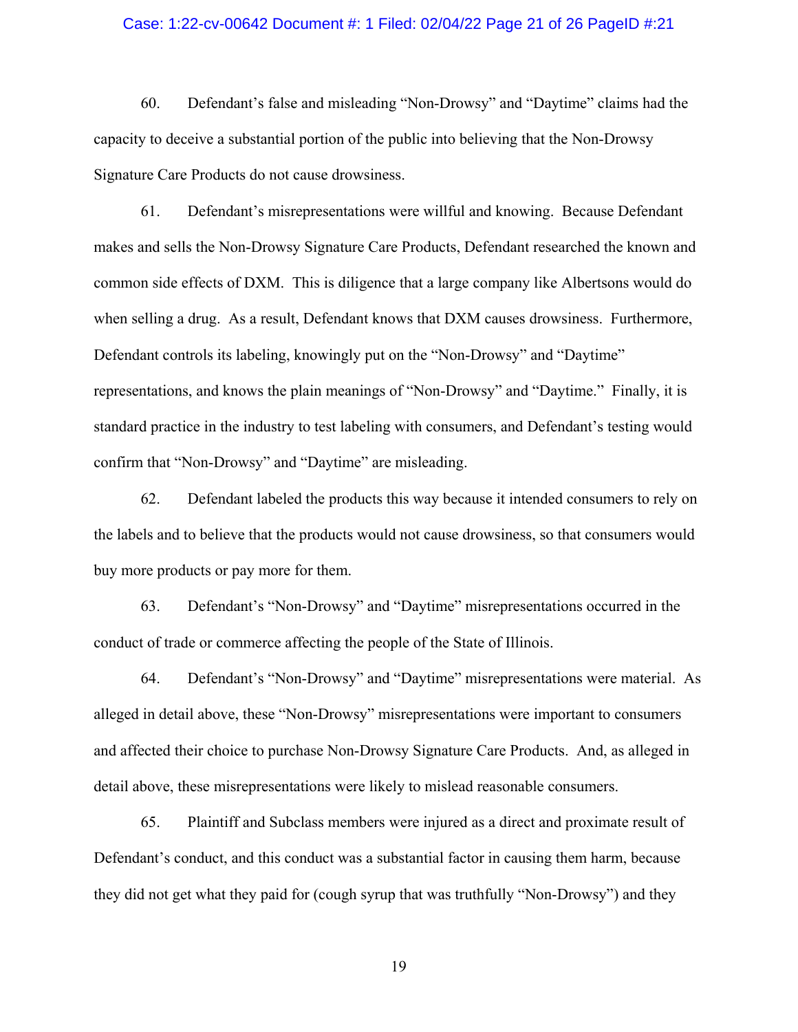60. Defendant's false and misleading "Non-Drowsy" and "Daytime" claims had the capacity to deceive a substantial portion of the public into believing that the Non-Drowsy Signature Care Products do not cause drowsiness.

61. Defendant's misrepresentations were willful and knowing. Because Defendant makes and sells the Non-Drowsy Signature Care Products, Defendant researched the known and common side effects of DXM. This is diligence that a large company like Albertsons would do when selling a drug. As a result, Defendant knows that DXM causes drowsiness. Furthermore, Defendant controls its labeling, knowingly put on the "Non-Drowsy" and "Daytime" representations, and knows the plain meanings of "Non-Drowsy" and "Daytime." Finally, it is standard practice in the industry to test labeling with consumers, and Defendant's testing would confirm that "Non-Drowsy" and "Daytime" are misleading.

62. Defendant labeled the products this way because it intended consumers to rely on the labels and to believe that the products would not cause drowsiness, so that consumers would buy more products or pay more for them.

63. Defendant's "Non-Drowsy" and "Daytime" misrepresentations occurred in the conduct of trade or commerce affecting the people of the State of Illinois.

64. Defendant's "Non-Drowsy" and "Daytime" misrepresentations were material. As alleged in detail above, these "Non-Drowsy" misrepresentations were important to consumers and affected their choice to purchase Non-Drowsy Signature Care Products. And, as alleged in detail above, these misrepresentations were likely to mislead reasonable consumers.

65. Plaintiff and Subclass members were injured as a direct and proximate result of Defendant's conduct, and this conduct was a substantial factor in causing them harm, because they did not get what they paid for (cough syrup that was truthfully "Non-Drowsy") and they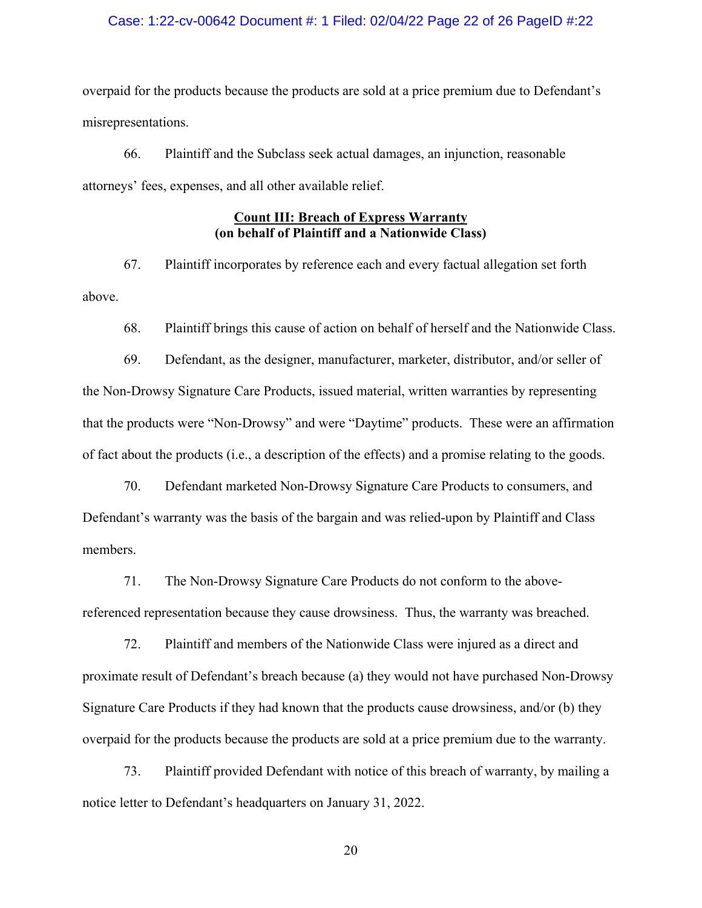overpaid for the products because the products are sold at a price premium due to Defendant's misrepresentations.

66. Plaintiff and the Subclass seek actual damages, an injunction, reasonable attorneys' fees, expenses, and all other available relief.

**<u>Count III: Breach of Express Warranty</u>**
**(on behalf of Plaintiff and a Nationwide Class)**

67. Plaintiff incorporates by reference each and every factual allegation set forth above.

68. Plaintiff brings this cause of action on behalf of herself and the Nationwide Class.

69. Defendant, as the designer, manufacturer, marketer, distributor, and/or seller of the Non-Drowsy Signature Care Products, issued material, written warranties by representing that the products were "Non-Drowsy" and were "Daytime" products. These were an affirmation of fact about the products (i.e., a description of the effects) and a promise relating to the goods.

70. Defendant marketed Non-Drowsy Signature Care Products to consumers, and Defendant's warranty was the basis of the bargain and was relied-upon by Plaintiff and Class members.

71. The Non-Drowsy Signature Care Products do not conform to the above-referenced representation because they cause drowsiness. Thus, the warranty was breached.

72. Plaintiff and members of the Nationwide Class were injured as a direct and proximate result of Defendant's breach because (a) they would not have purchased Non-Drowsy Signature Care Products if they had known that the products cause drowsiness, and/or (b) they overpaid for the products because the products are sold at a price premium due to the warranty.

73. Plaintiff provided Defendant with notice of this breach of warranty, by mailing a notice letter to Defendant's headquarters on January 31, 2022.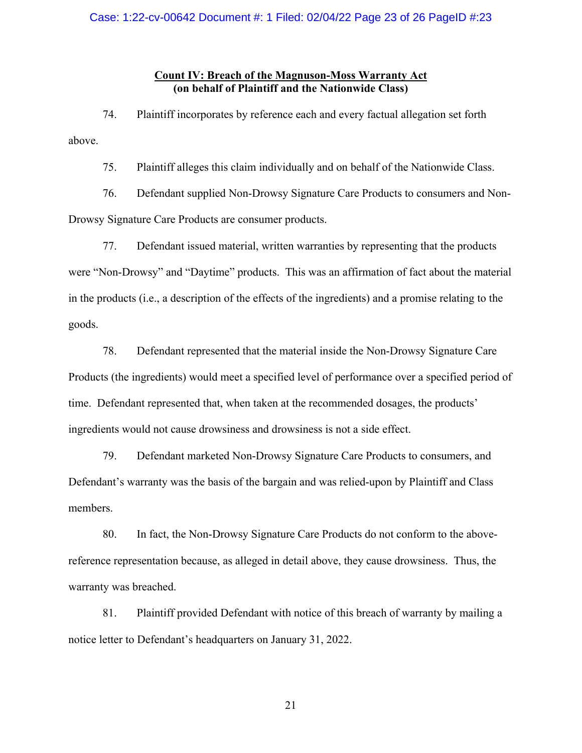**Count IV: Breach of the Magnuson-Moss Warranty Act**
**(on behalf of Plaintiff and the Nationwide Class)**

74. Plaintiff incorporates by reference each and every factual allegation set forth above.

75. Plaintiff alleges this claim individually and on behalf of the Nationwide Class.

76. Defendant supplied Non-Drowsy Signature Care Products to consumers and Non-Drowsy Signature Care Products are consumer products.

77. Defendant issued material, written warranties by representing that the products were "Non-Drowsy" and "Daytime" products. This was an affirmation of fact about the material in the products (i.e., a description of the effects of the ingredients) and a promise relating to the goods.

78. Defendant represented that the material inside the Non-Drowsy Signature Care Products (the ingredients) would meet a specified level of performance over a specified period of time. Defendant represented that, when taken at the recommended dosages, the products' ingredients would not cause drowsiness and drowsiness is not a side effect.

79. Defendant marketed Non-Drowsy Signature Care Products to consumers, and Defendant's warranty was the basis of the bargain and was relied-upon by Plaintiff and Class members.

80. In fact, the Non-Drowsy Signature Care Products do not conform to the above-reference representation because, as alleged in detail above, they cause drowsiness. Thus, the warranty was breached.

81. Plaintiff provided Defendant with notice of this breach of warranty by mailing a notice letter to Defendant's headquarters on January 31, 2022.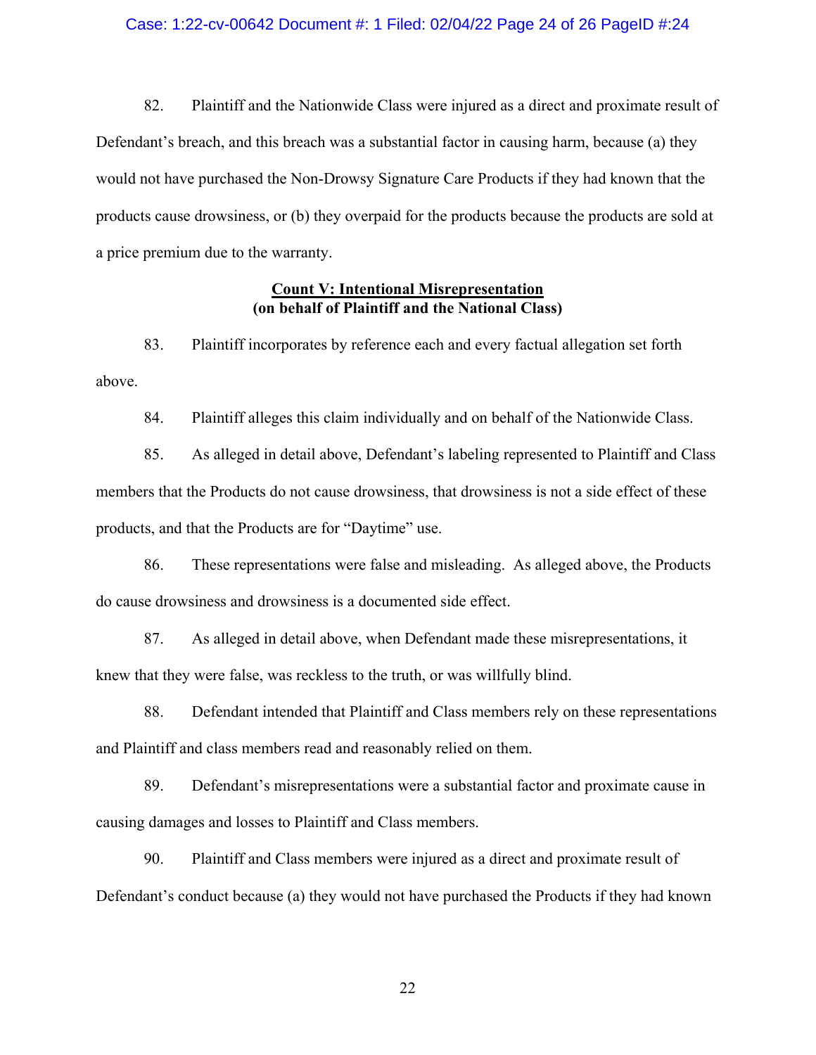82. Plaintiff and the Nationwide Class were injured as a direct and proximate result of Defendant's breach, and this breach was a substantial factor in causing harm, because (a) they would not have purchased the Non-Drowsy Signature Care Products if they had known that the products cause drowsiness, or (b) they overpaid for the products because the products are sold at a price premium due to the warranty.

**<u>Count V: Intentional Misrepresentation</u>**
**(on behalf of Plaintiff and the National Class)**

83. Plaintiff incorporates by reference each and every factual allegation set forth above.

84. Plaintiff alleges this claim individually and on behalf of the Nationwide Class.

85. As alleged in detail above, Defendant's labeling represented to Plaintiff and Class members that the Products do not cause drowsiness, that drowsiness is not a side effect of these products, and that the Products are for "Daytime" use.

86. These representations were false and misleading. As alleged above, the Products do cause drowsiness and drowsiness is a documented side effect.

87. As alleged in detail above, when Defendant made these misrepresentations, it knew that they were false, was reckless to the truth, or was willfully blind.

88. Defendant intended that Plaintiff and Class members rely on these representations and Plaintiff and class members read and reasonably relied on them.

89. Defendant's misrepresentations were a substantial factor and proximate cause in causing damages and losses to Plaintiff and Class members.

90. Plaintiff and Class members were injured as a direct and proximate result of Defendant's conduct because (a) they would not have purchased the Products if they had known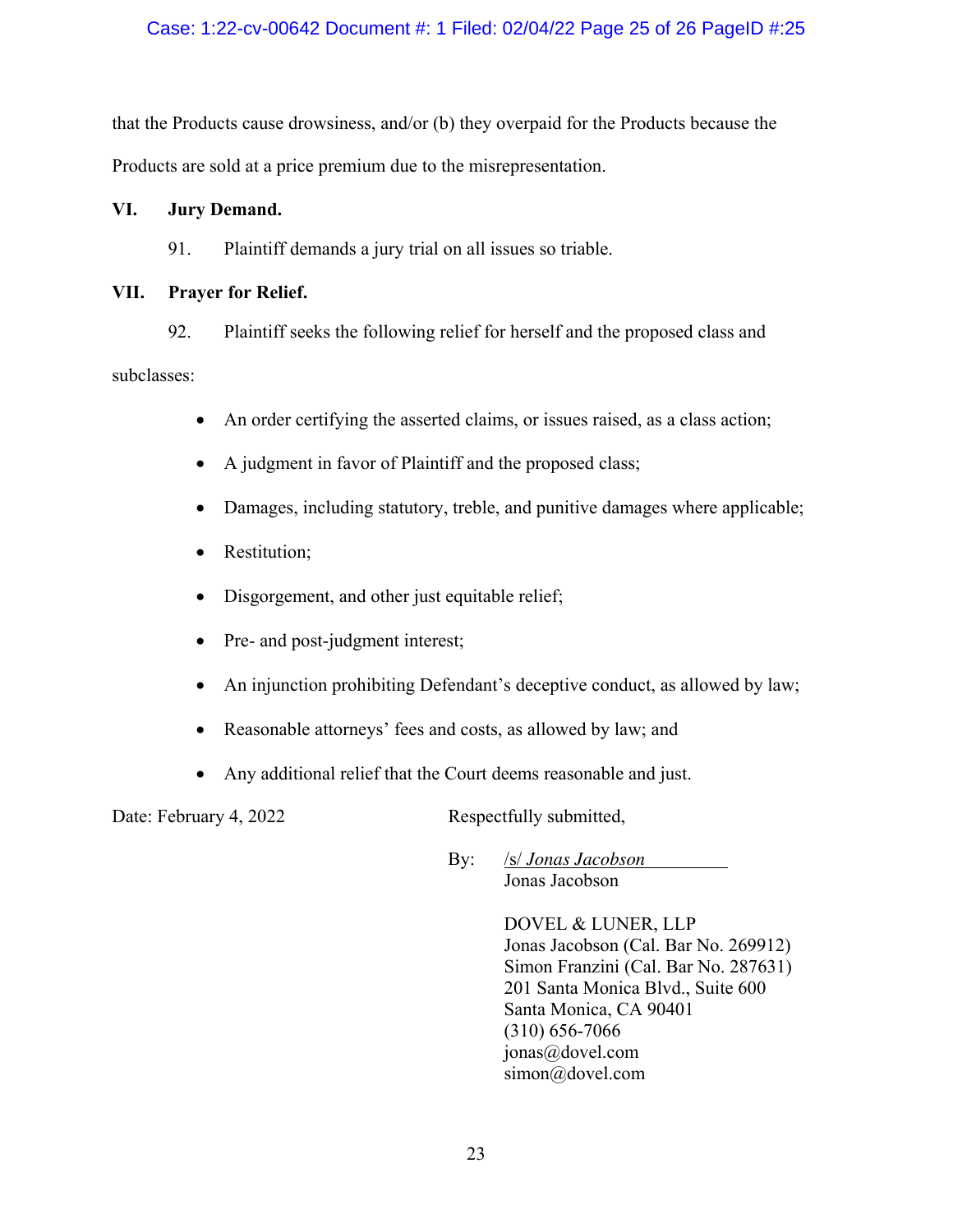that the Products cause drowsiness, and/or (b) they overpaid for the Products because the Products are sold at a price premium due to the misrepresentation.

## VI. Jury Demand.

91. Plaintiff demands a jury trial on all issues so triable.

## VII. Prayer for Relief.

92. Plaintiff seeks the following relief for herself and the proposed class and subclasses:

- An order certifying the asserted claims, or issues raised, as a class action;
- A judgment in favor of Plaintiff and the proposed class;
- Damages, including statutory, treble, and punitive damages where applicable;
- Restitution;
- Disgorgement, and other just equitable relief;
- Pre- and post-judgment interest;
- An injunction prohibiting Defendant's deceptive conduct, as allowed by law;
- Reasonable attorneys' fees and costs, as allowed by law; and
- Any additional relief that the Court deems reasonable and just.

Date: February 4, 2022

Respectfully submitted,

By: /s/ *Jonas Jacobson*
Jonas Jacobson

DOVEL & LUNER, LLP
Jonas Jacobson (Cal. Bar No. 269912)
Simon Franzini (Cal. Bar No. 287631)
201 Santa Monica Blvd., Suite 600
Santa Monica, CA 90401
(310) 656-7066
jonas@dovel.com
simon@dovel.com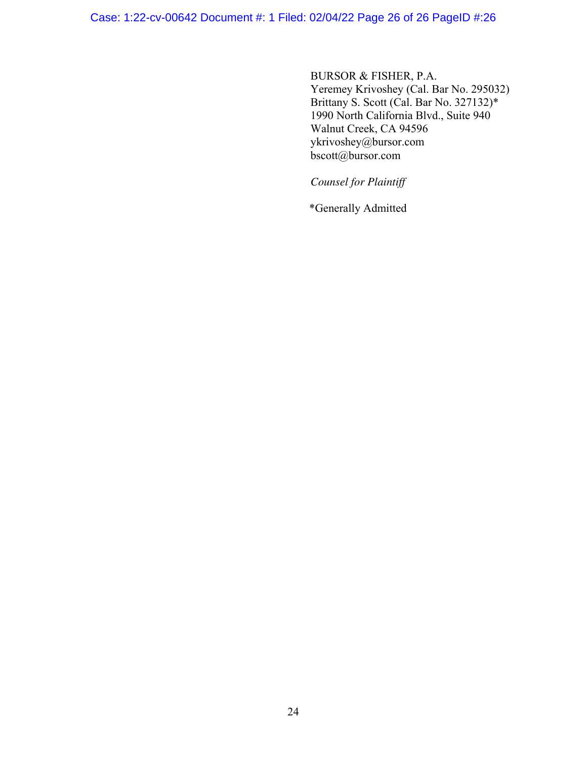BURSOR & FISHER, P.A.  
Yeremey Krivoshey (Cal. Bar No. 295032)  
Brittany S. Scott (Cal. Bar No. 327132)*  
1990 North California Blvd., Suite 940  
Walnut Creek, CA 94596  
ykrivoshey@bursor.com  
bscott@bursor.com

*Counsel for Plaintiff*

*Generally Admitted